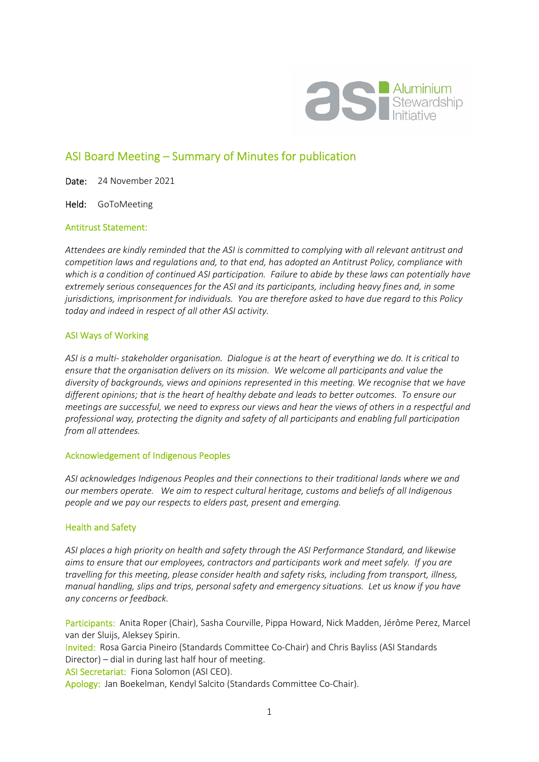# ASI Board Meeting – Summary of Minutes for publication

**Date:** 24 November 2021

**Held:** GoToMeeting

## Antitrust Statement:

*Attendees are kindly reminded that the ASI is committed to complying with all relevant antitrust and competition laws and regulations and, to that end, has adopted an Antitrust Policy, compliance with which is a condition of continued ASI participation. Failure to abide by these laws can potentially have extremely serious consequences for the ASI and its participants, including heavy fines and, in some jurisdictions, imprisonment for individuals. You are therefore asked to have due regard to this Policy today and indeed in respect of all other ASI activity.*

## ASI Ways of Working

*ASI is a multi- stakeholder organisation. Dialogue is at the heart of everything we do. It is critical to ensure that the organisation delivers on its mission. We welcome all participants and value the diversity of backgrounds, views and opinions represented in this meeting. We recognise that we have different opinions; that is the heart of healthy debate and leads to better outcomes. To ensure our meetings are successful, we need to express our views and hear the views of others in a respectful and professional way, protecting the dignity and safety of all participants and enabling full participation from all attendees.*

## Acknowledgement of Indigenous Peoples

*ASI acknowledges Indigenous Peoples and their connections to their traditional lands where we and our members operate. We aim to respect cultural heritage, customs and beliefs of all Indigenous people and we pay our respects to elders past, present and emerging.*

## Health and Safety

*ASI places a high priority on health and safety through the ASI Performance Standard, and likewise aims to ensure that our employees, contractors and participants work and meet safely. If you are travelling for this meeting, please consider health and safety risks, including from transport, illness, manual handling, slips and trips, personal safety and emergency situations. Let us know if you have any concerns or feedback.*

**Participants:** Anita Roper (Chair), Sasha Courville, Pippa Howard, Nick Madden, Jérôme Perez, Marcel van der Sluijs, Aleksey Spirin.
**Invited:** Rosa Garcia Pineiro (Standards Committee Co-Chair) and Chris Bayliss (ASI Standards Director) – dial in during last half hour of meeting.
**ASI Secretariat:** Fiona Solomon (ASI CEO).
**Apology:** Jan Boekelman, Kendyl Salcito (Standards Committee Co-Chair).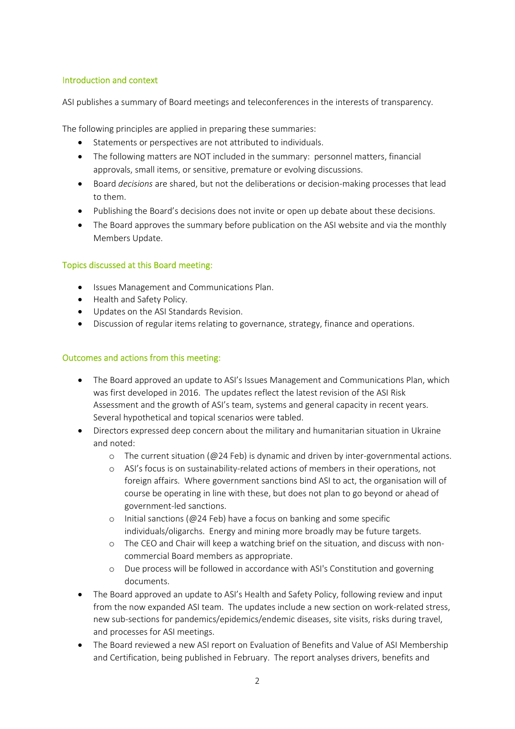## Introduction and context

ASI publishes a summary of Board meetings and teleconferences in the interests of transparency.

The following principles are applied in preparing these summaries:

- Statements or perspectives are not attributed to individuals.
- The following matters are NOT included in the summary: personnel matters, financial approvals, small items, or sensitive, premature or evolving discussions.
- Board *decisions* are shared, but not the deliberations or decision-making processes that lead to them.
- Publishing the Board's decisions does not invite or open up debate about these decisions.
- The Board approves the summary before publication on the ASI website and via the monthly Members Update.

## Topics discussed at this Board meeting:

- Issues Management and Communications Plan.
- Health and Safety Policy.
- Updates on the ASI Standards Revision.
- Discussion of regular items relating to governance, strategy, finance and operations.

## Outcomes and actions from this meeting:

- The Board approved an update to ASI's Issues Management and Communications Plan, which was first developed in 2016. The updates reflect the latest revision of the ASI Risk Assessment and the growth of ASI's team, systems and general capacity in recent years. Several hypothetical and topical scenarios were tabled.
- Directors expressed deep concern about the military and humanitarian situation in Ukraine and noted:
  - The current situation (@24 Feb) is dynamic and driven by inter-governmental actions.
  - ASI's focus is on sustainability-related actions of members in their operations, not foreign affairs. Where government sanctions bind ASI to act, the organisation will of course be operating in line with these, but does not plan to go beyond or ahead of government-led sanctions.
  - Initial sanctions (@24 Feb) have a focus on banking and some specific individuals/oligarchs. Energy and mining more broadly may be future targets.
  - The CEO and Chair will keep a watching brief on the situation, and discuss with non-commercial Board members as appropriate.
  - Due process will be followed in accordance with ASI's Constitution and governing documents.
- The Board approved an update to ASI's Health and Safety Policy, following review and input from the now expanded ASI team. The updates include a new section on work-related stress, new sub-sections for pandemics/epidemics/endemic diseases, site visits, risks during travel, and processes for ASI meetings.
- The Board reviewed a new ASI report on Evaluation of Benefits and Value of ASI Membership and Certification, being published in February. The report analyses drivers, benefits and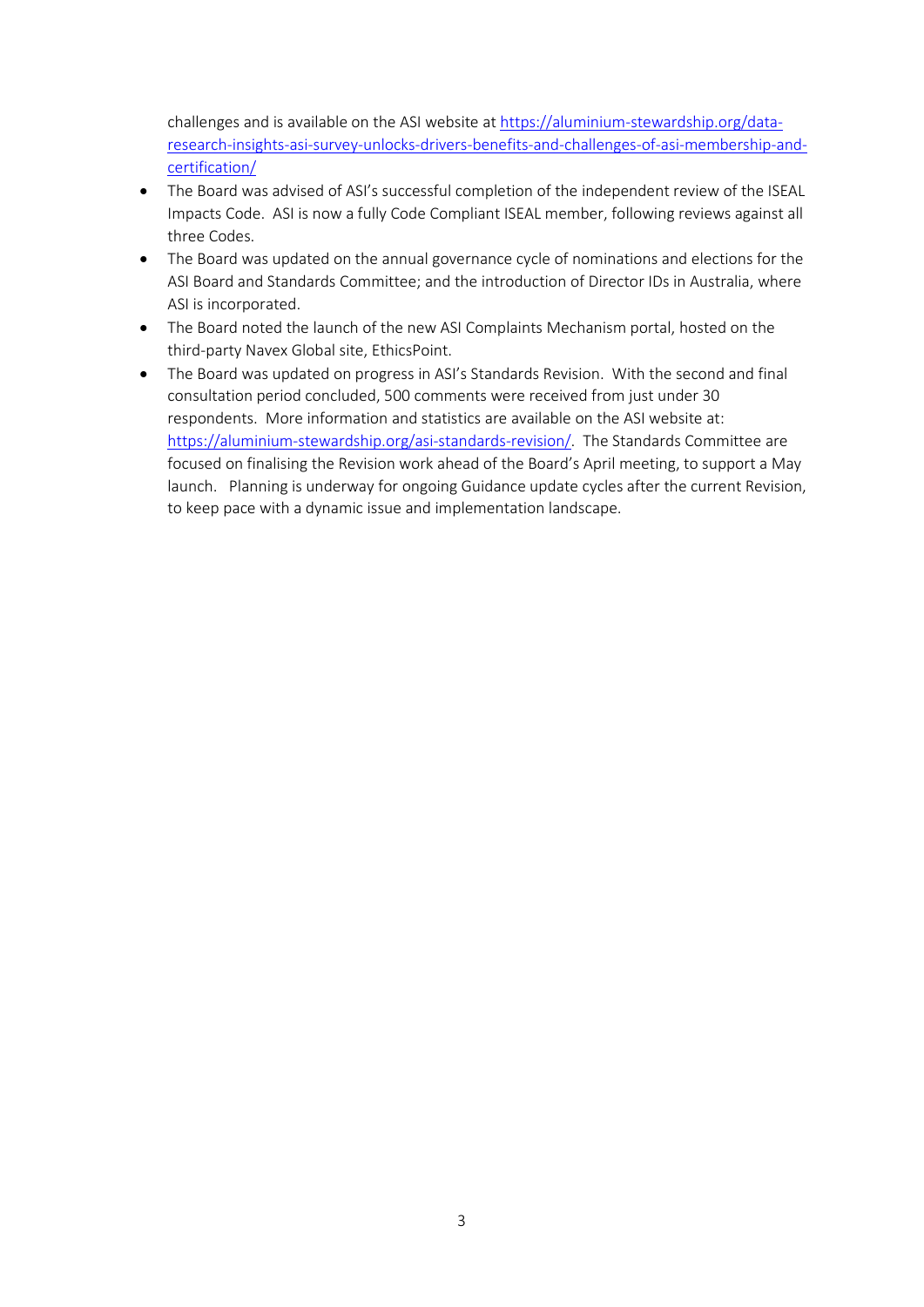challenges and is available on the ASI website at [https://aluminium-stewardship.org/data-research-insights-asi-survey-unlocks-drivers-benefits-and-challenges-of-asi-membership-and-certification/](https://aluminium-stewardship.org/data-research-insights-asi-survey-unlocks-drivers-benefits-and-challenges-of-asi-membership-and-certification/)

- The Board was advised of ASI's successful completion of the independent review of the ISEAL Impacts Code. ASI is now a fully Code Compliant ISEAL member, following reviews against all three Codes.
- The Board was updated on the annual governance cycle of nominations and elections for the ASI Board and Standards Committee; and the introduction of Director IDs in Australia, where ASI is incorporated.
- The Board noted the launch of the new ASI Complaints Mechanism portal, hosted on the third-party Navex Global site, EthicsPoint.
- The Board was updated on progress in ASI's Standards Revision. With the second and final consultation period concluded, 500 comments were received from just under 30 respondents. More information and statistics are available on the ASI website at: [https://aluminium-stewardship.org/asi-standards-revision/](https://aluminium-stewardship.org/asi-standards-revision/). The Standards Committee are focused on finalising the Revision work ahead of the Board's April meeting, to support a May launch. Planning is underway for ongoing Guidance update cycles after the current Revision, to keep pace with a dynamic issue and implementation landscape.